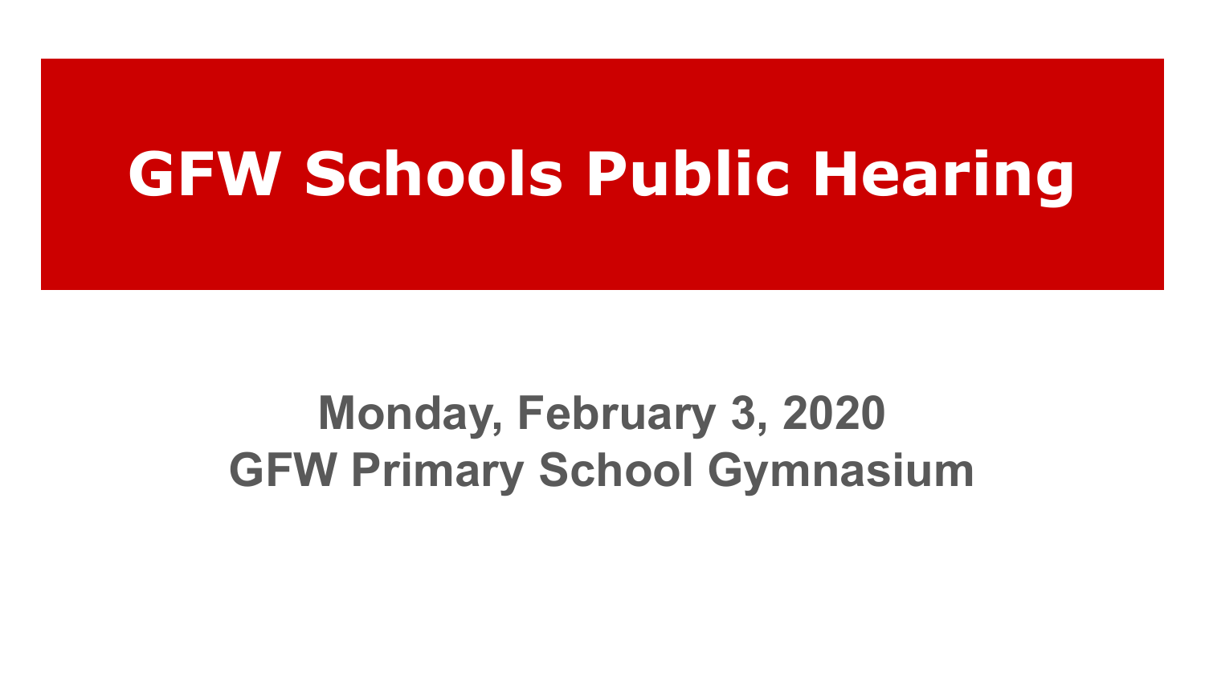# GFW Schools Public Hearing

**Monday, February 3, 2020**
**GFW Primary School Gymnasium**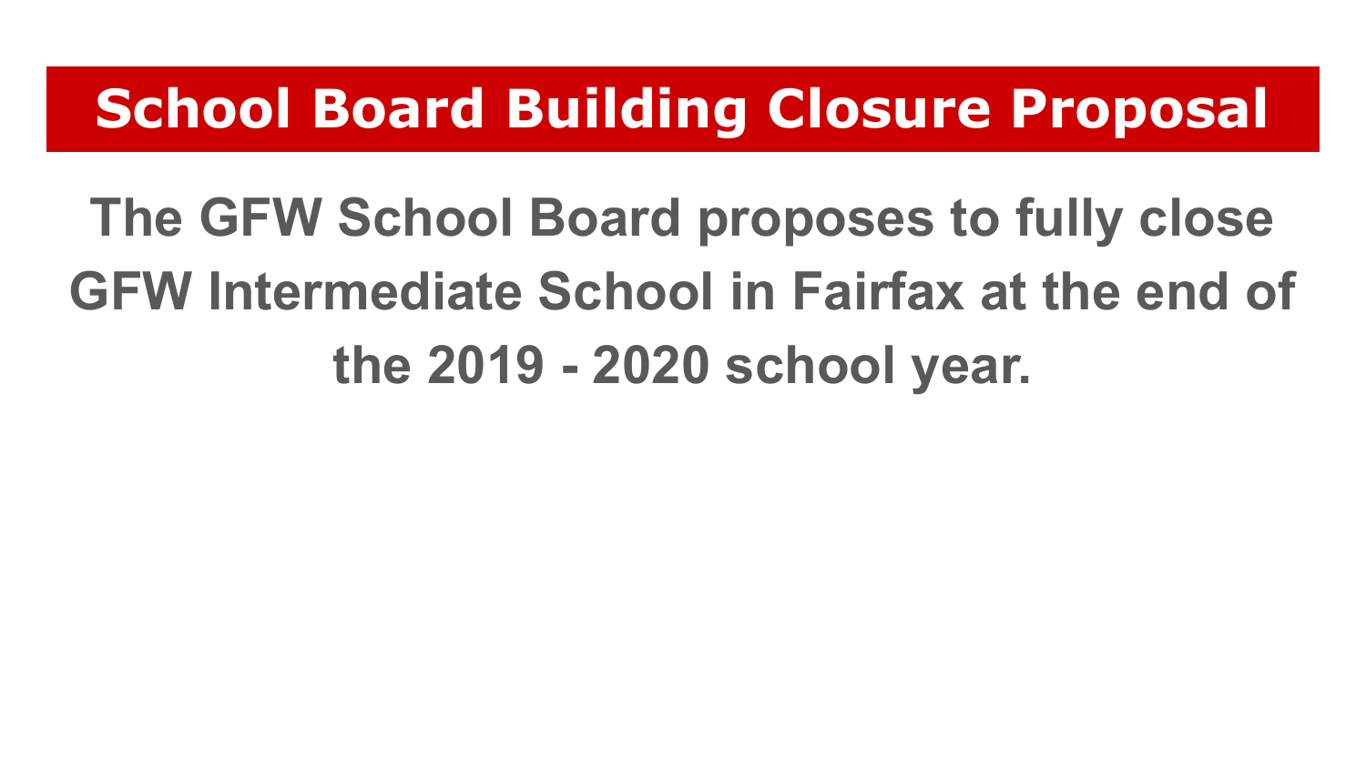# School Board Building Closure Proposal

**The GFW School Board proposes to fully close GFW Intermediate School in Fairfax at the end of the 2019 - 2020 school year.**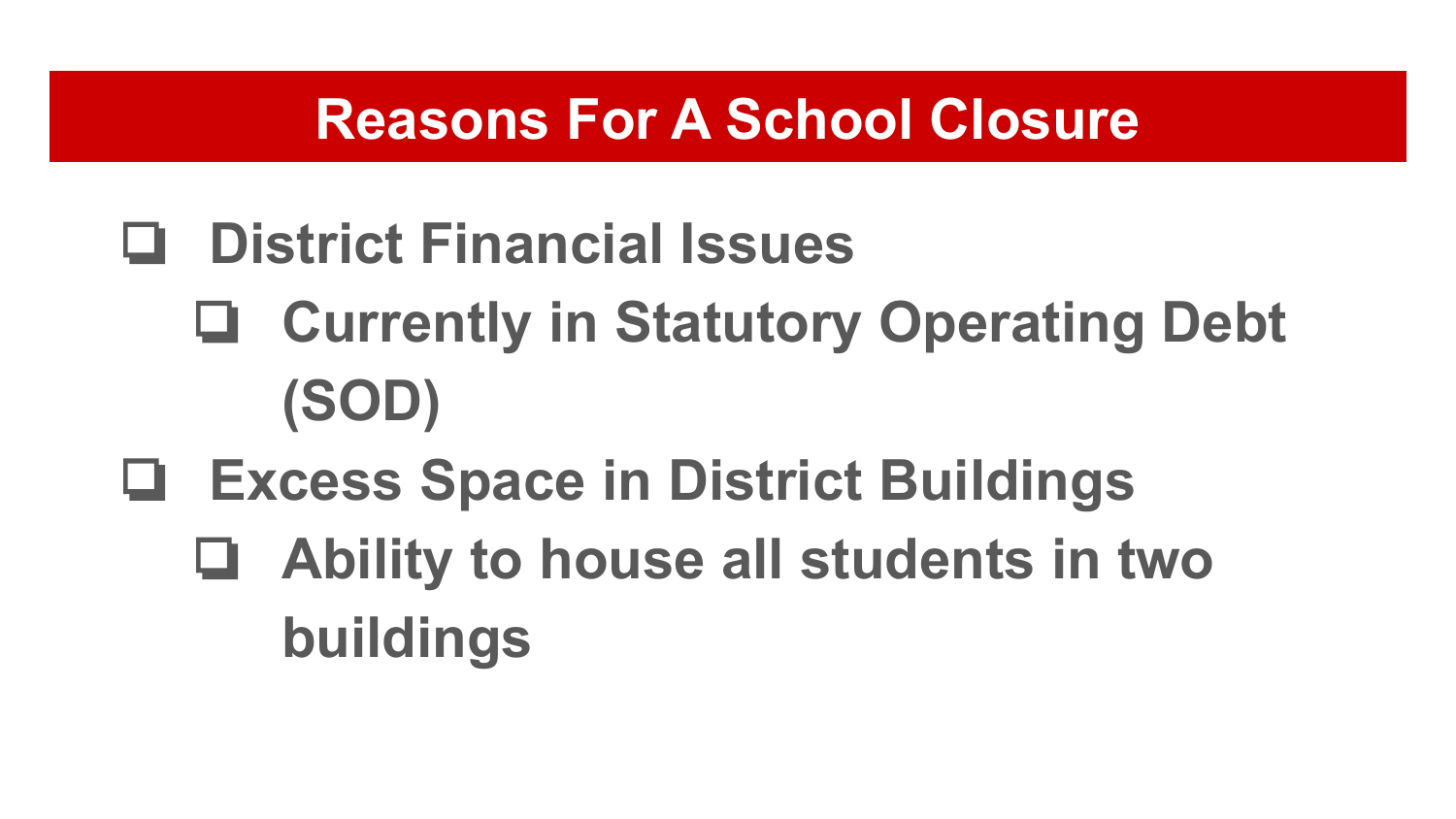# Reasons For A School Closure

- District Financial Issues
  - Currently in Statutory Operating Debt (SOD)
- Excess Space in District Buildings
  - Ability to house all students in two buildings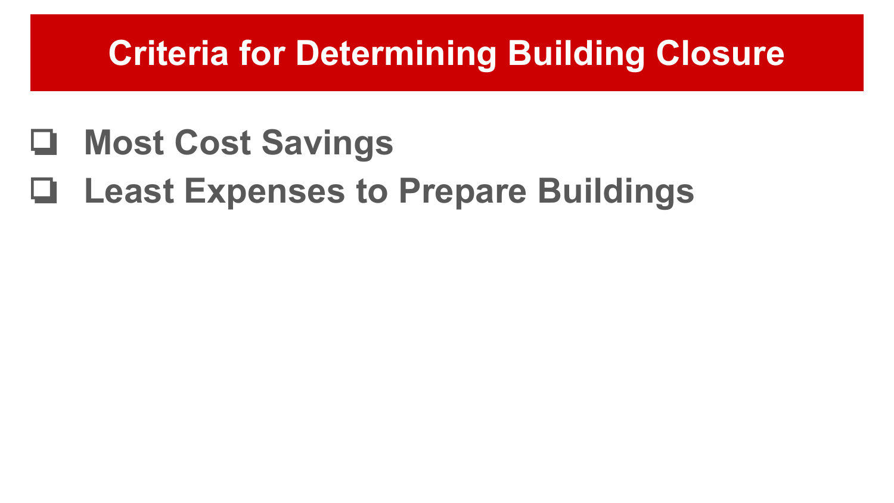# Criteria for Determining Building Closure

- ❑ **Most Cost Savings**
- ❑ **Least Expenses to Prepare Buildings**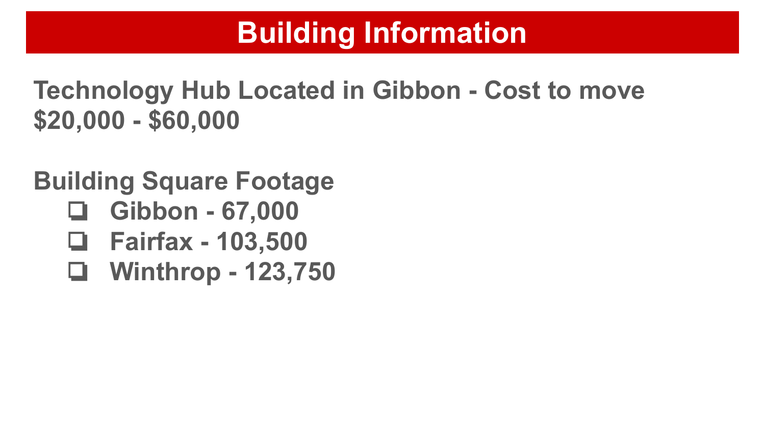# Building Information

**Technology Hub Located in Gibbon - Cost to move $20,000 - $60,000**

**Building Square Footage**

- Gibbon - 67,000
- Fairfax - 103,500
- Winthrop - 123,750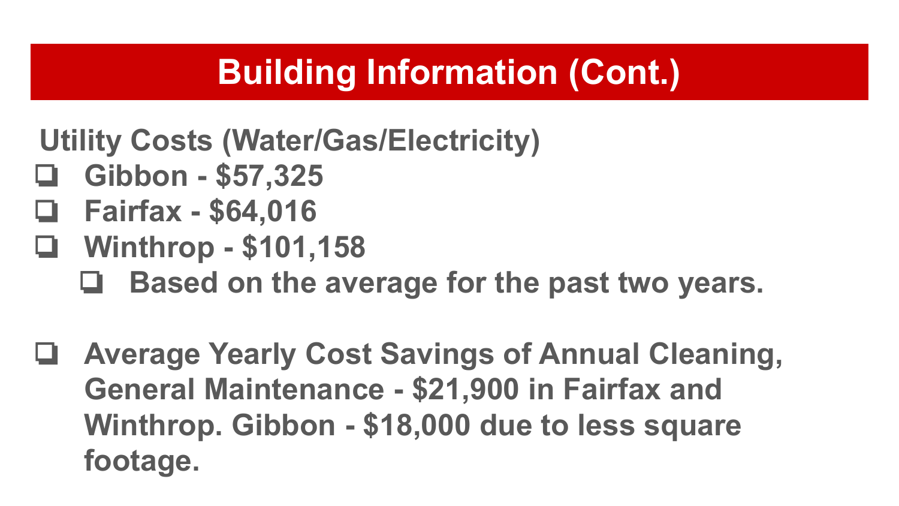# Building Information (Cont.)

**Utility Costs (Water/Gas/Electricity)**

- **Gibbon - $57,325**
- **Fairfax - $64,016**
- **Winthrop - $101,158**
  - **Based on the average for the past two years.**

- **Average Yearly Cost Savings of Annual Cleaning, General Maintenance - $21,900 in Fairfax and Winthrop. Gibbon - $18,000 due to less square footage.**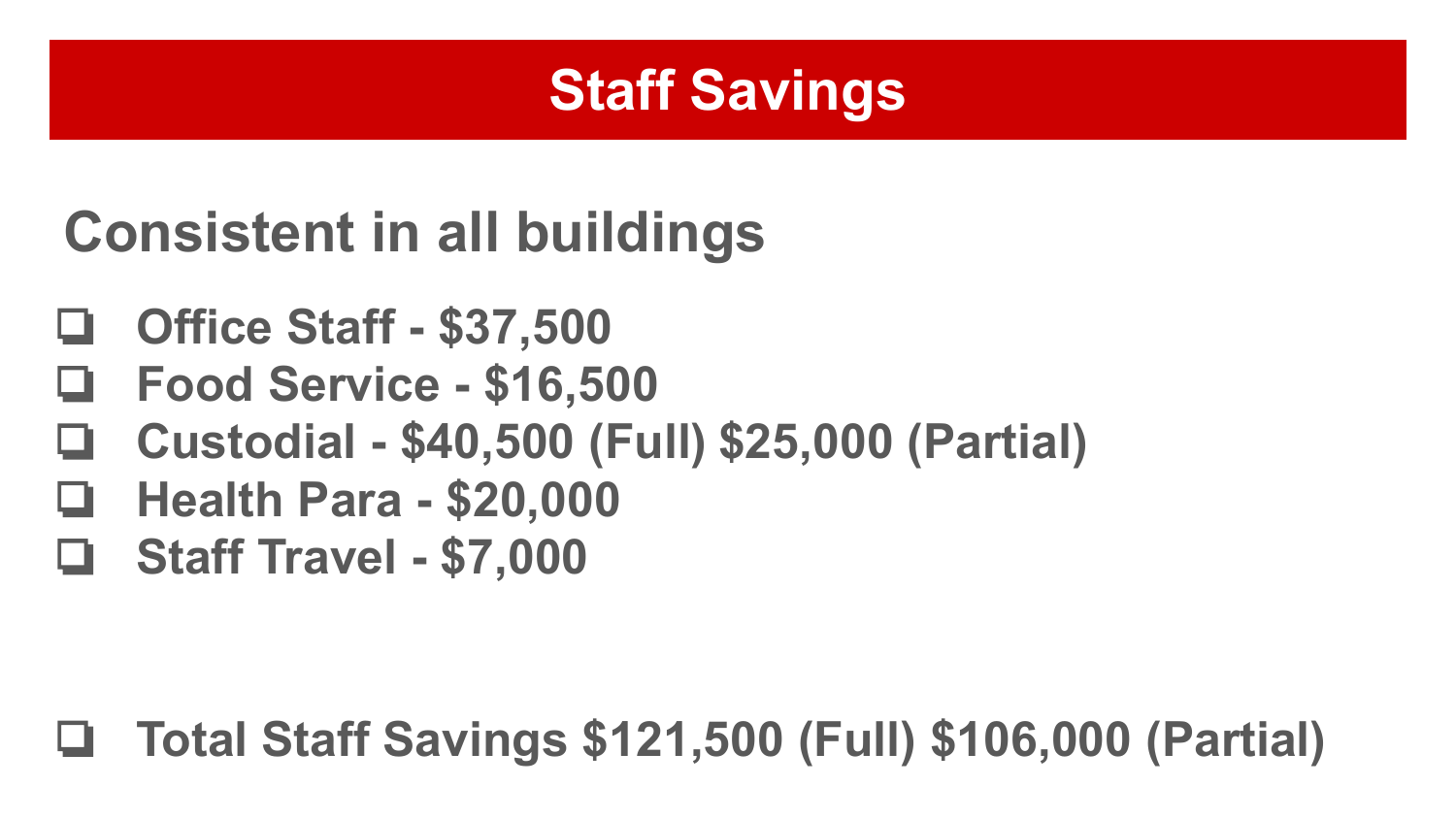# Staff Savings

## Consistent in all buildings

- Office Staff - $37,500
- Food Service - $16,500
- Custodial - $40,500 (Full) $25,000 (Partial)
- Health Para - $20,000
- Staff Travel - $7,000

- Total Staff Savings $121,500 (Full) $106,000 (Partial)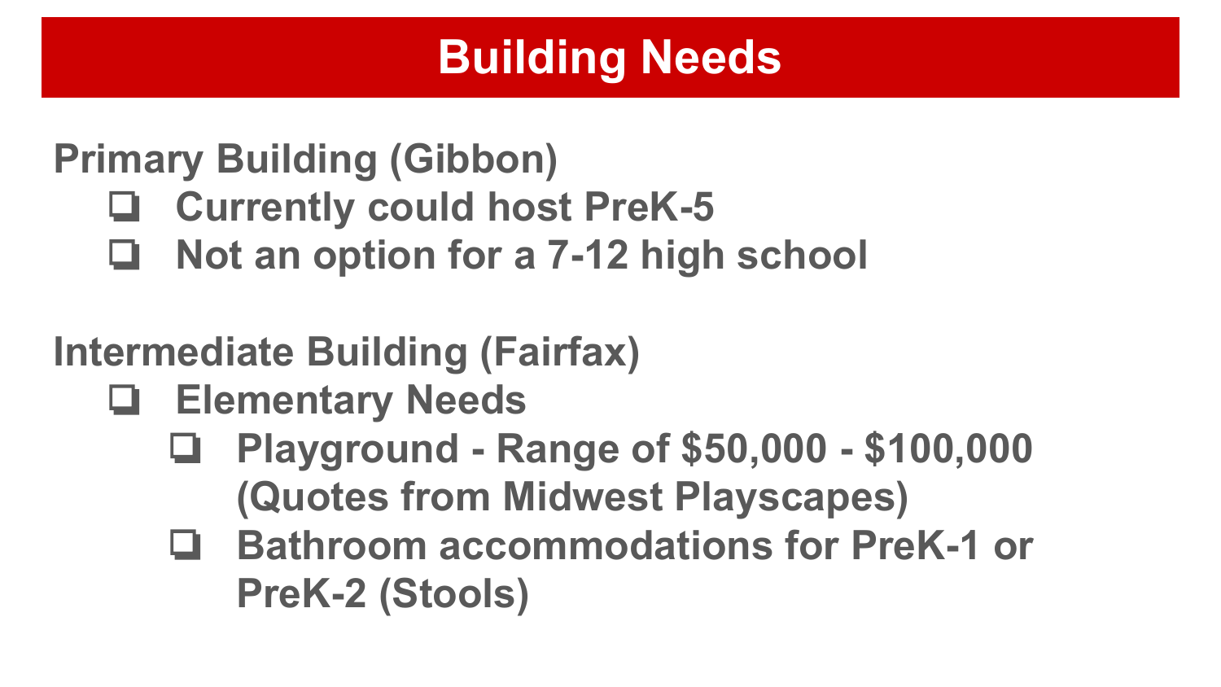# Building Needs

**Primary Building (Gibbon)**

- Currently could host PreK-5
- Not an option for a 7-12 high school

**Intermediate Building (Fairfax)**

- Elementary Needs
  - Playground - Range of $50,000 - $100,000 (Quotes from Midwest Playscapes)
  - Bathroom accommodations for PreK-1 or PreK-2 (Stools)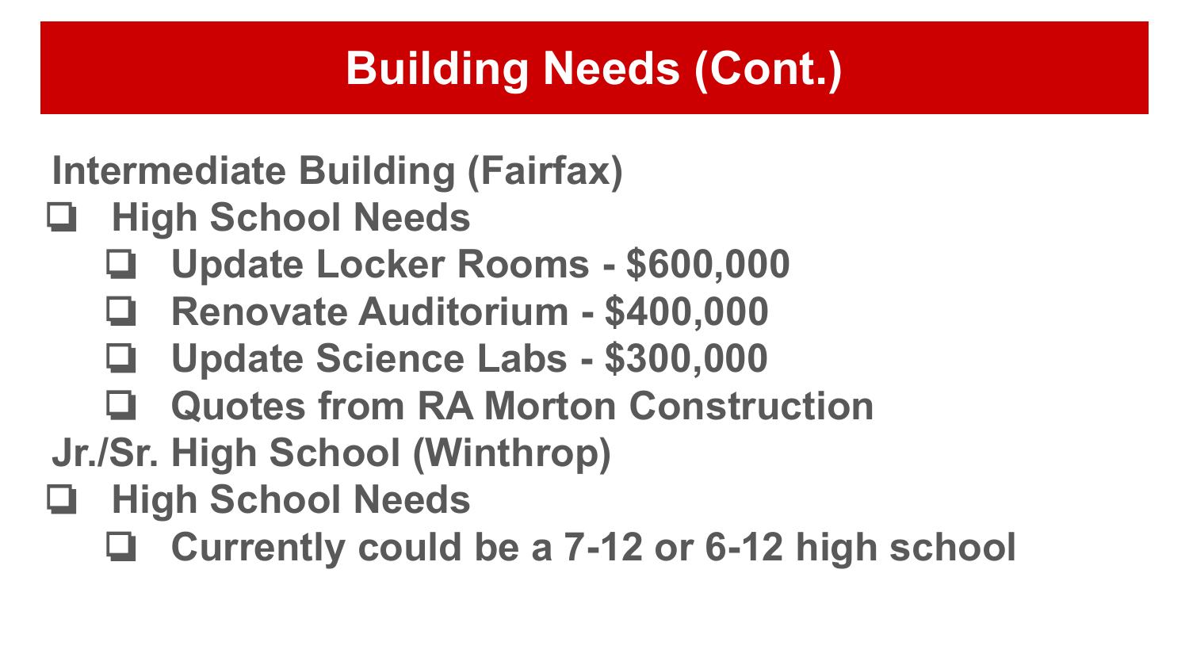# Building Needs (Cont.)

**Intermediate Building (Fairfax)**

- **High School Needs**
  - **Update Locker Rooms - $600,000**
  - **Renovate Auditorium - $400,000**
  - **Update Science Labs - $300,000**
  - **Quotes from RA Morton Construction**

**Jr./Sr. High School (Winthrop)**

- **High School Needs**
  - **Currently could be a 7-12 or 6-12 high school**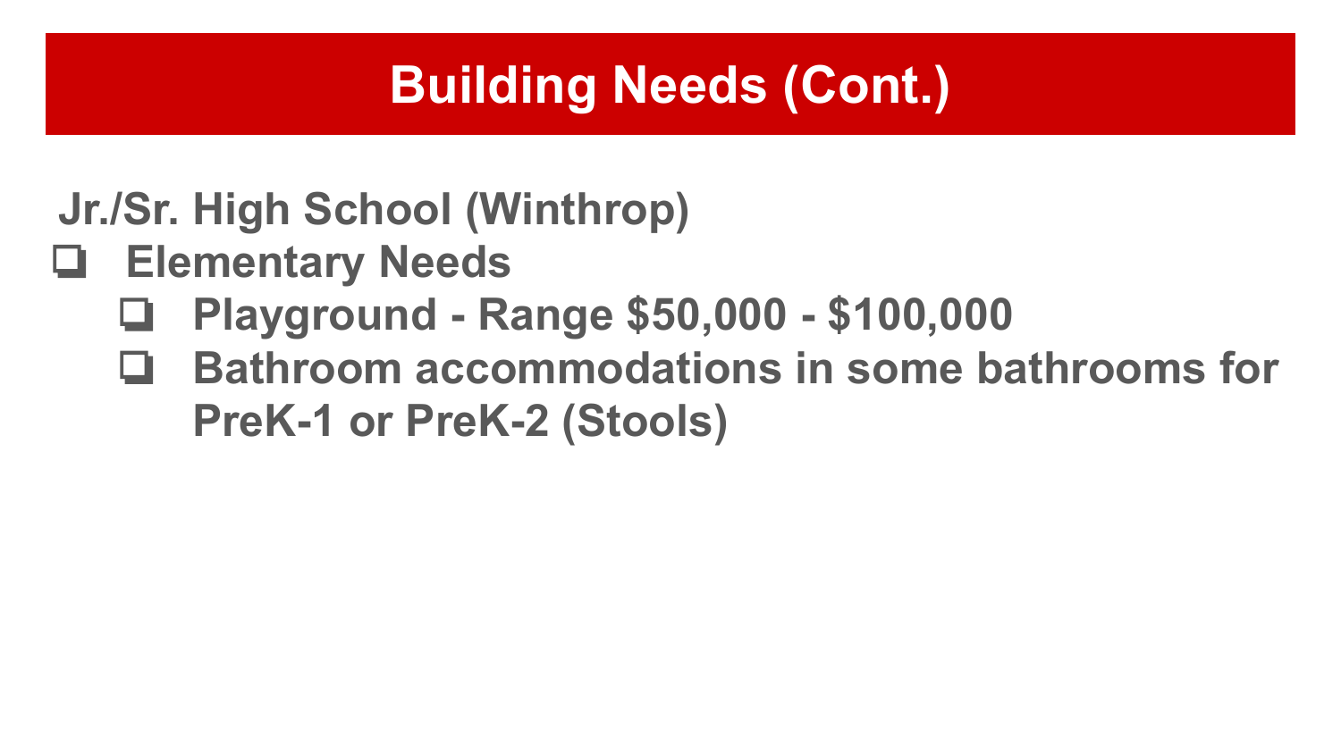# Building Needs (Cont.)

**Jr./Sr. High School (Winthrop)**

- **Elementary Needs**
  - **Playground - Range $50,000 - $100,000**
  - **Bathroom accommodations in some bathrooms for PreK-1 or PreK-2 (Stools)**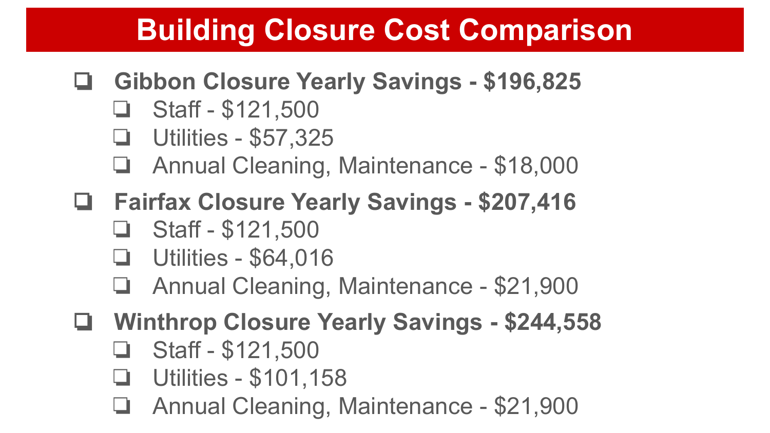# Building Closure Cost Comparison

- **Gibbon Closure Yearly Savings - $196,825**
  - Staff - $121,500
  - Utilities - $57,325
  - Annual Cleaning, Maintenance - $18,000
- **Fairfax Closure Yearly Savings - $207,416**
  - Staff - $121,500
  - Utilities - $64,016
  - Annual Cleaning, Maintenance - $21,900
- **Winthrop Closure Yearly Savings - $244,558**
  - Staff - $121,500
  - Utilities - $101,158
  - Annual Cleaning, Maintenance - $21,900